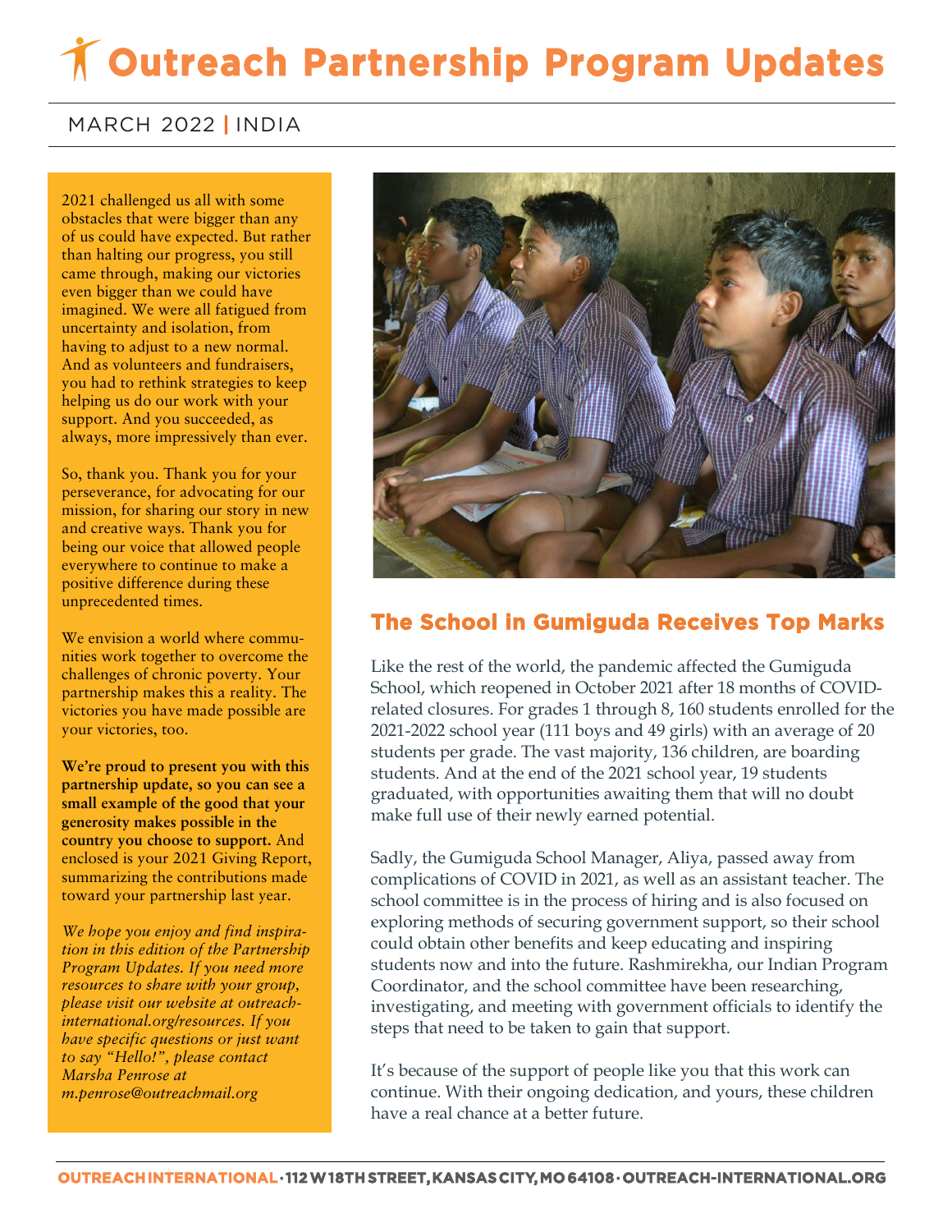# Outreach Partnership Program Updates

MARCH 2022 | INDIA

2021 challenged us all with some obstacles that were bigger than any of us could have expected. But rather than halting our progress, you still came through, making our victories even bigger than we could have imagined. We were all fatigued from uncertainty and isolation, from having to adjust to a new normal. And as volunteers and fundraisers, you had to rethink strategies to keep helping us do our work with your support. And you succeeded, as always, more impressively than ever.

So, thank you. Thank you for your perseverance, for advocating for our mission, for sharing our story in new and creative ways. Thank you for being our voice that allowed people everywhere to continue to make a positive difference during these unprecedented times.

We envision a world where communities work together to overcome the challenges of chronic poverty. Your partnership makes this a reality. The victories you have made possible are your victories, too.

**We're proud to present you with this partnership update, so you can see a small example of the good that your generosity makes possible in the country you choose to support.** And enclosed is your 2021 Giving Report, summarizing the contributions made toward your partnership last year.

*We hope you enjoy and find inspiration in this edition of the Partnership Program Updates. If you need more resources to share with your group, please visit our website at outreach-international.org/resources. If you have specific questions or just want to say "Hello!", please contact Marsha Penrose at m.penrose@outreachmail.org*

## The School in Gumiguda Receives Top Marks

Like the rest of the world, the pandemic affected the Gumiguda School, which reopened in October 2021 after 18 months of COVID-related closures. For grades 1 through 8, 160 students enrolled for the 2021-2022 school year (111 boys and 49 girls) with an average of 20 students per grade. The vast majority, 136 children, are boarding students. And at the end of the 2021 school year, 19 students graduated, with opportunities awaiting them that will no doubt make full use of their newly earned potential.

Sadly, the Gumiguda School Manager, Aliya, passed away from complications of COVID in 2021, as well as an assistant teacher. The school committee is in the process of hiring and is also focused on exploring methods of securing government support, so their school could obtain other benefits and keep educating and inspiring students now and into the future. Rashmirekha, our Indian Program Coordinator, and the school committee have been researching, investigating, and meeting with government officials to identify the steps that need to be taken to gain that support.

It's because of the support of people like you that this work can continue. With their ongoing dedication, and yours, these children have a real chance at a better future.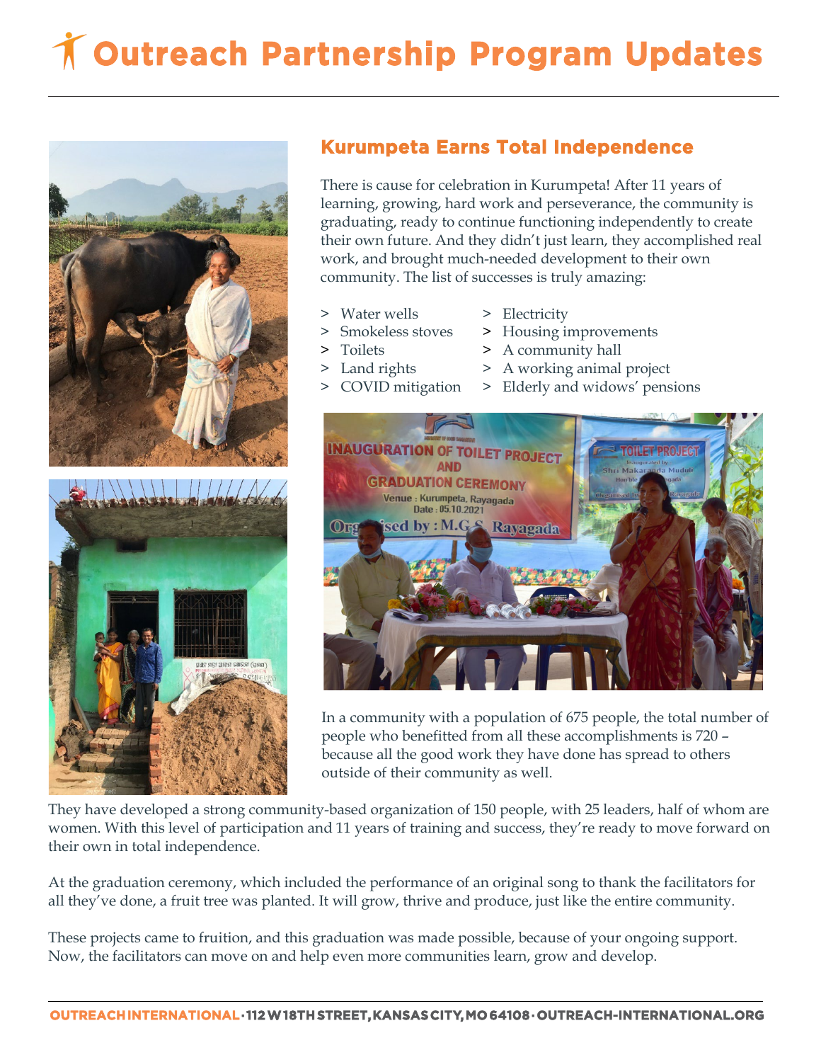# Outreach Partnership Program Updates

## Kurumpeta Earns Total Independence

There is cause for celebration in Kurumpeta! After 11 years of learning, growing, hard work and perseverance, the community is graduating, ready to continue functioning independently to create their own future. And they didn't just learn, they accomplished real work, and brought much-needed development to their own community. The list of successes is truly amazing:

- Water wells
- Smokeless stoves
- Toilets
- Land rights
- COVID mitigation
- Electricity
- Housing improvements
- A community hall
- A working animal project
- Elderly and widows' pensions

In a community with a population of 675 people, the total number of people who benefitted from all these accomplishments is 720 – because all the good work they have done has spread to others outside of their community as well.

They have developed a strong community-based organization of 150 people, with 25 leaders, half of whom are women. With this level of participation and 11 years of training and success, they're ready to move forward on their own in total independence.

At the graduation ceremony, which included the performance of an original song to thank the facilitators for all they've done, a fruit tree was planted. It will grow, thrive and produce, just like the entire community.

These projects came to fruition, and this graduation was made possible, because of your ongoing support. Now, the facilitators can move on and help even more communities learn, grow and develop.

OUTREACH INTERNATIONAL · 112 W 18TH STREET, KANSAS CITY, MO 64108 · OUTREACH-INTERNATIONAL.ORG